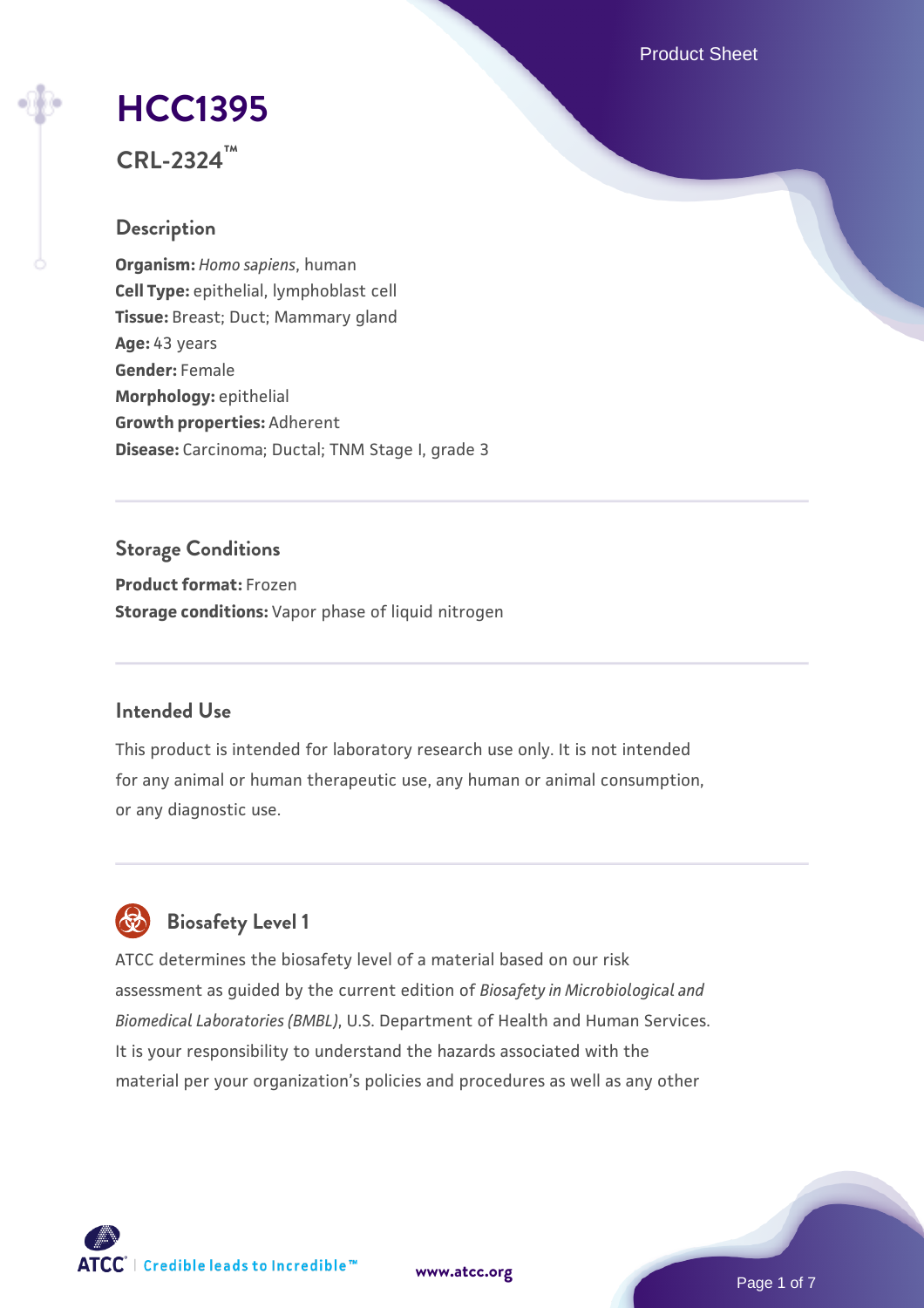# HCC1395

**CRL-2324™**

## Description

**Organism:** *Homo sapiens*, human
**Cell Type:** epithelial, lymphoblast cell
**Tissue:** Breast; Duct; Mammary gland
**Age:** 43 years
**Gender:** Female
**Morphology:** epithelial
**Growth properties:** Adherent
**Disease:** Carcinoma; Ductal; TNM Stage I, grade 3

## Storage Conditions

**Product format:** Frozen
**Storage conditions:** Vapor phase of liquid nitrogen

## Intended Use

This product is intended for laboratory research use only. It is not intended for any animal or human therapeutic use, any human or animal consumption, or any diagnostic use.

## Biosafety Level 1

ATCC determines the biosafety level of a material based on our risk assessment as guided by the current edition of *Biosafety in Microbiological and Biomedical Laboratories (BMBL)*, U.S. Department of Health and Human Services. It is your responsibility to understand the hazards associated with the material per your organization's policies and procedures as well as any other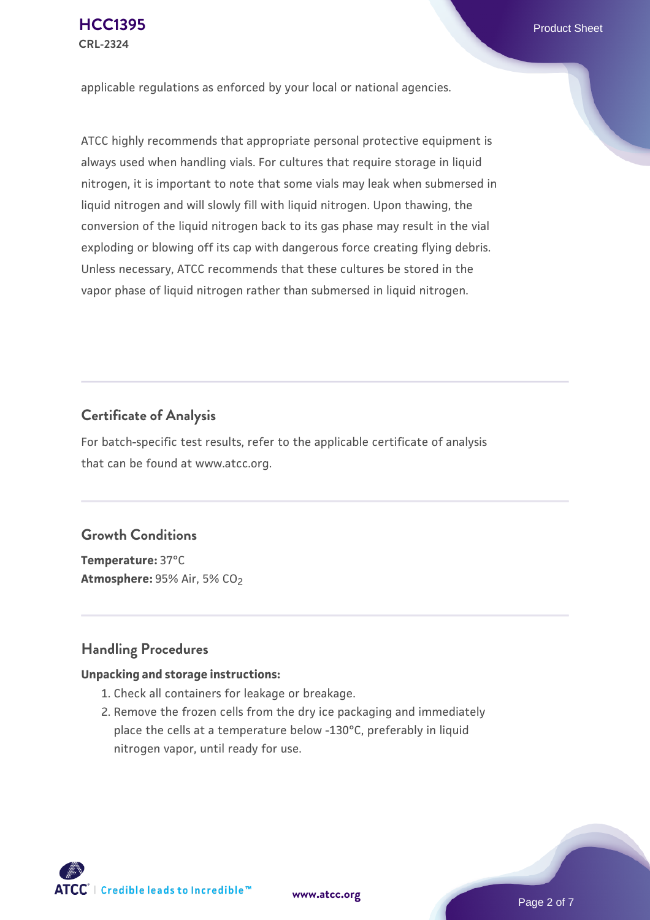applicable regulations as enforced by your local or national agencies.

ATCC highly recommends that appropriate personal protective equipment is always used when handling vials. For cultures that require storage in liquid nitrogen, it is important to note that some vials may leak when submersed in liquid nitrogen and will slowly fill with liquid nitrogen. Upon thawing, the conversion of the liquid nitrogen back to its gas phase may result in the vial exploding or blowing off its cap with dangerous force creating flying debris. Unless necessary, ATCC recommends that these cultures be stored in the vapor phase of liquid nitrogen rather than submersed in liquid nitrogen.

## Certificate of Analysis

For batch-specific test results, refer to the applicable certificate of analysis that can be found at www.atcc.org.

## Growth Conditions

**Temperature:** 37°C
**Atmosphere:** 95% Air, 5% $CO_2$

## Handling Procedures

**Unpacking and storage instructions:**

1. Check all containers for leakage or breakage.
2. Remove the frozen cells from the dry ice packaging and immediately place the cells at a temperature below -130°C, preferably in liquid nitrogen vapor, until ready for use.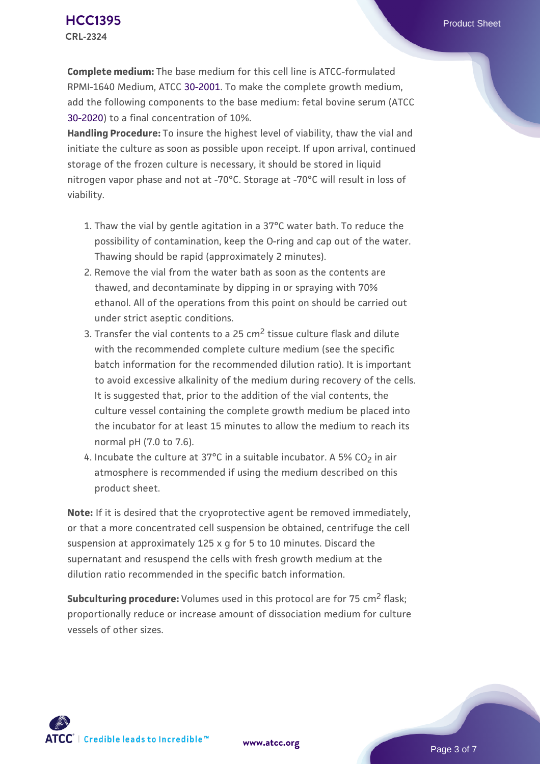**Complete medium:** The base medium for this cell line is ATCC-formulated RPMI-1640 Medium, ATCC 30-2001. To make the complete growth medium, add the following components to the base medium: fetal bovine serum (ATCC 30-2020) to a final concentration of 10%.

**Handling Procedure:** To insure the highest level of viability, thaw the vial and initiate the culture as soon as possible upon receipt. If upon arrival, continued storage of the frozen culture is necessary, it should be stored in liquid nitrogen vapor phase and not at -70°C. Storage at -70°C will result in loss of viability.

1. Thaw the vial by gentle agitation in a 37°C water bath. To reduce the possibility of contamination, keep the O-ring and cap out of the water. Thawing should be rapid (approximately 2 minutes).
2. Remove the vial from the water bath as soon as the contents are thawed, and decontaminate by dipping in or spraying with 70% ethanol. All of the operations from this point on should be carried out under strict aseptic conditions.
3. Transfer the vial contents to a 25 $cm^2$ tissue culture flask and dilute with the recommended complete culture medium (see the specific batch information for the recommended dilution ratio). It is important to avoid excessive alkalinity of the medium during recovery of the cells. It is suggested that, prior to the addition of the vial contents, the culture vessel containing the complete growth medium be placed into the incubator for at least 15 minutes to allow the medium to reach its normal pH (7.0 to 7.6).
4. Incubate the culture at 37°C in a suitable incubator. A 5% $CO_2$ in air atmosphere is recommended if using the medium described on this product sheet.

**Note:** If it is desired that the cryoprotective agent be removed immediately, or that a more concentrated cell suspension be obtained, centrifuge the cell suspension at approximately 125 x g for 5 to 10 minutes. Discard the supernatant and resuspend the cells with fresh growth medium at the dilution ratio recommended in the specific batch information.

**Subculturing procedure:** Volumes used in this protocol are for 75 $cm^2$ flask; proportionally reduce or increase amount of dissociation medium for culture vessels of other sizes.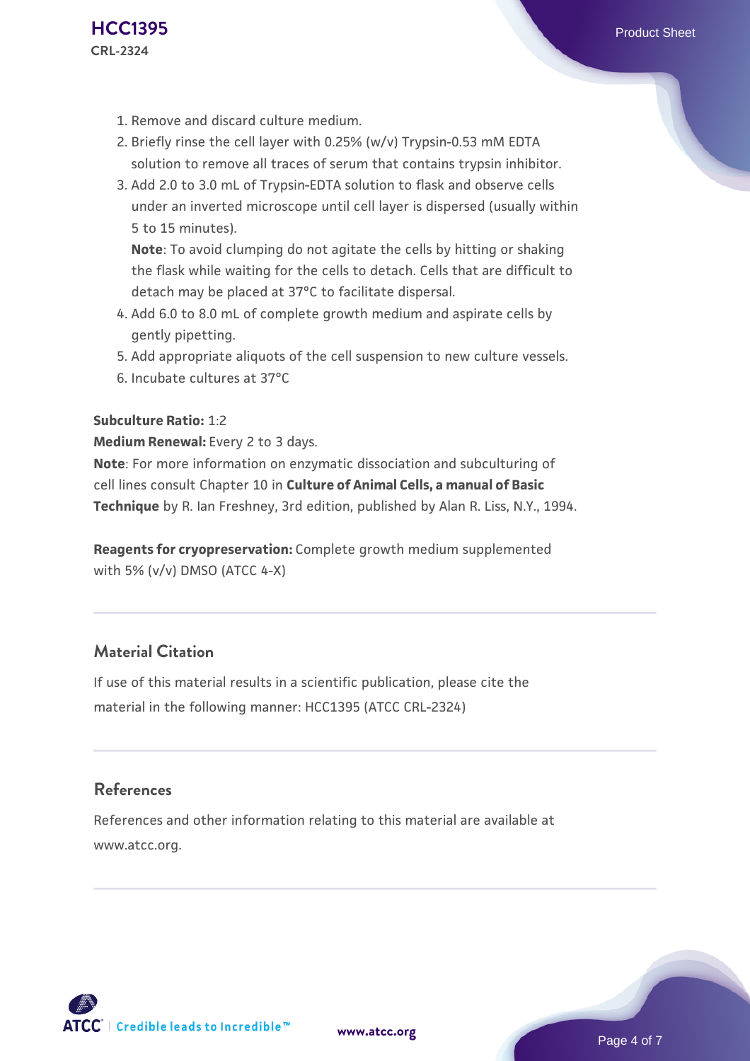1. Remove and discard culture medium.
2. Briefly rinse the cell layer with 0.25% (w/v) Trypsin-0.53 mM EDTA solution to remove all traces of serum that contains trypsin inhibitor.
3. Add 2.0 to 3.0 mL of Trypsin-EDTA solution to flask and observe cells under an inverted microscope until cell layer is dispersed (usually within 5 to 15 minutes).
   **Note**: To avoid clumping do not agitate the cells by hitting or shaking the flask while waiting for the cells to detach. Cells that are difficult to detach may be placed at 37°C to facilitate dispersal.
4. Add 6.0 to 8.0 mL of complete growth medium and aspirate cells by gently pipetting.
5. Add appropriate aliquots of the cell suspension to new culture vessels.
6. Incubate cultures at 37°C

**Subculture Ratio:** 1:2

**Medium Renewal:** Every 2 to 3 days.

**Note**: For more information on enzymatic dissociation and subculturing of cell lines consult Chapter 10 in **Culture of Animal Cells, a manual of Basic Technique** by R. Ian Freshney, 3rd edition, published by Alan R. Liss, N.Y., 1994.

**Reagents for cryopreservation:** Complete growth medium supplemented with 5% (v/v) DMSO (ATCC 4-X)

## Material Citation

If use of this material results in a scientific publication, please cite the material in the following manner: HCC1395 (ATCC CRL-2324)

## References

References and other information relating to this material are available at www.atcc.org.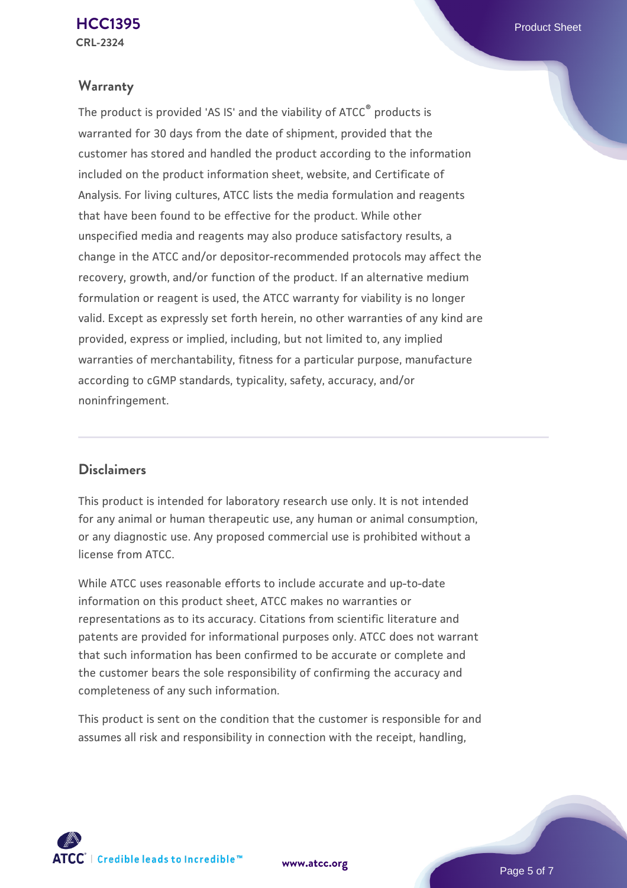## Warranty

The product is provided 'AS IS' and the viability of ATCC® products is warranted for 30 days from the date of shipment, provided that the customer has stored and handled the product according to the information included on the product information sheet, website, and Certificate of Analysis. For living cultures, ATCC lists the media formulation and reagents that have been found to be effective for the product. While other unspecified media and reagents may also produce satisfactory results, a change in the ATCC and/or depositor-recommended protocols may affect the recovery, growth, and/or function of the product. If an alternative medium formulation or reagent is used, the ATCC warranty for viability is no longer valid. Except as expressly set forth herein, no other warranties of any kind are provided, express or implied, including, but not limited to, any implied warranties of merchantability, fitness for a particular purpose, manufacture according to cGMP standards, typicality, safety, accuracy, and/or noninfringement.

## Disclaimers

This product is intended for laboratory research use only. It is not intended for any animal or human therapeutic use, any human or animal consumption, or any diagnostic use. Any proposed commercial use is prohibited without a license from ATCC.

While ATCC uses reasonable efforts to include accurate and up-to-date information on this product sheet, ATCC makes no warranties or representations as to its accuracy. Citations from scientific literature and patents are provided for informational purposes only. ATCC does not warrant that such information has been confirmed to be accurate or complete and the customer bears the sole responsibility of confirming the accuracy and completeness of any such information.

This product is sent on the condition that the customer is responsible for and assumes all risk and responsibility in connection with the receipt, handling,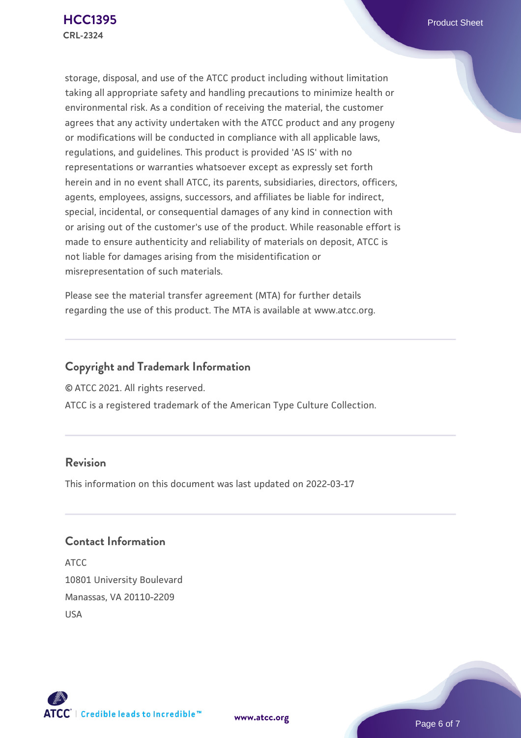storage, disposal, and use of the ATCC product including without limitation taking all appropriate safety and handling precautions to minimize health or environmental risk. As a condition of receiving the material, the customer agrees that any activity undertaken with the ATCC product and any progeny or modifications will be conducted in compliance with all applicable laws, regulations, and guidelines. This product is provided 'AS IS' with no representations or warranties whatsoever except as expressly set forth herein and in no event shall ATCC, its parents, subsidiaries, directors, officers, agents, employees, assigns, successors, and affiliates be liable for indirect, special, incidental, or consequential damages of any kind in connection with or arising out of the customer's use of the product. While reasonable effort is made to ensure authenticity and reliability of materials on deposit, ATCC is not liable for damages arising from the misidentification or misrepresentation of such materials.

Please see the material transfer agreement (MTA) for further details regarding the use of this product. The MTA is available at www.atcc.org.

## Copyright and Trademark Information

© ATCC 2021. All rights reserved.

ATCC is a registered trademark of the American Type Culture Collection.

## Revision

This information on this document was last updated on 2022-03-17

## Contact Information

ATCC
10801 University Boulevard
Manassas, VA 20110-2209
USA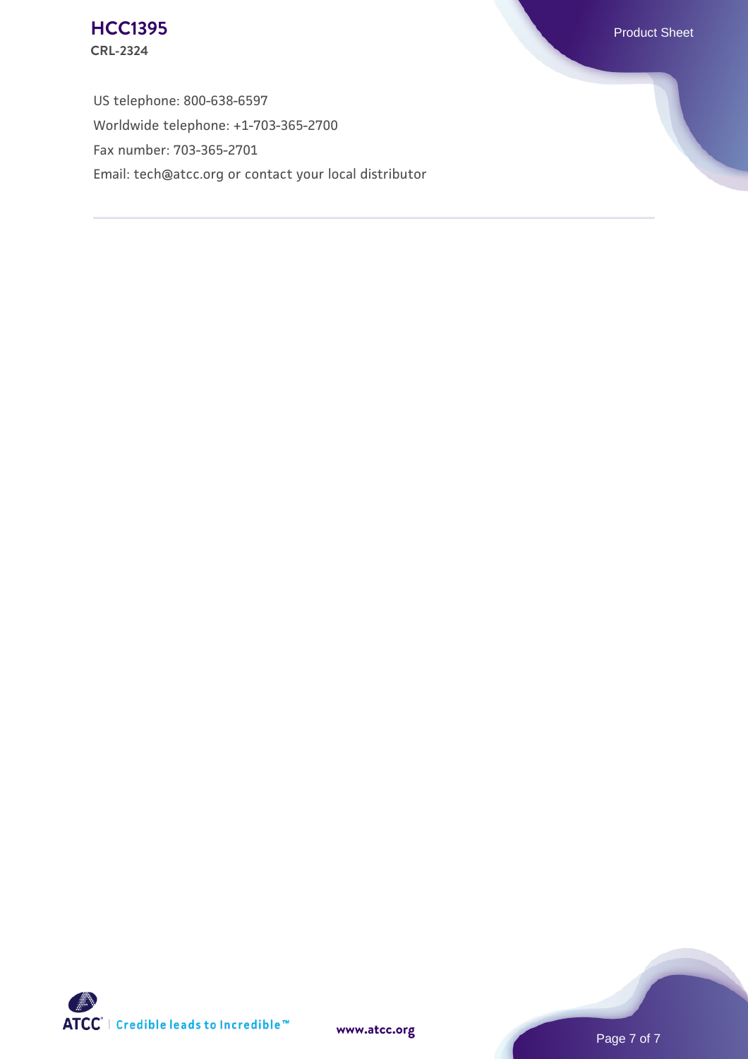US telephone: 800-638-6597

Worldwide telephone: +1-703-365-2700

Fax number: 703-365-2701

Email: tech@atcc.org or contact your local distributor